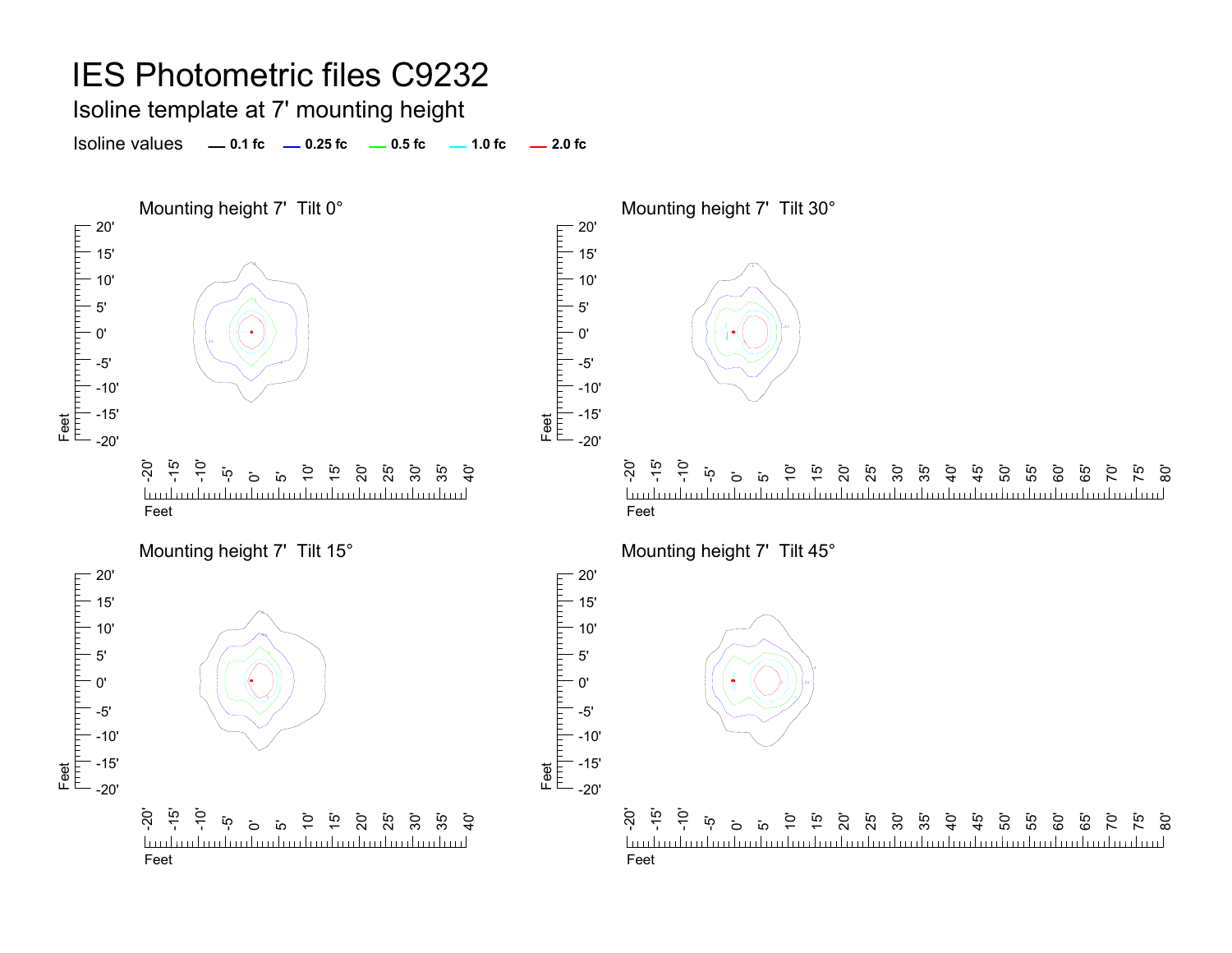# IES Photometric files C9232

## Isoline template at 7' mounting height

Isoline values — 0.1 fc — 0.25 fc — 0.5 fc — 1.0 fc — 2.0 fc

### Mounting height 7' Tilt 0°

### Mounting height 7' Tilt 30°

### Mounting height 7' Tilt 15°

### Mounting height 7' Tilt 45°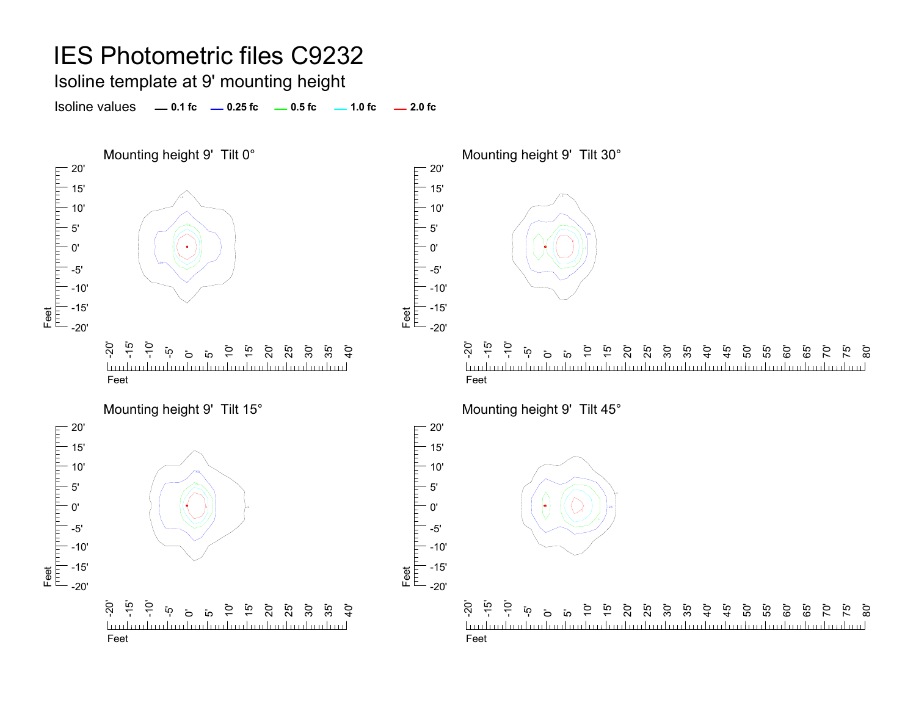# IES Photometric files C9232

## Isoline template at 9' mounting height

Isoline values — 0.1 fc — 0.25 fc — 0.5 fc — 1.0 fc — 2.0 fc

### Mounting height 9' Tilt 0°

### Mounting height 9' Tilt 30°

### Mounting height 9' Tilt 15°

### Mounting height 9' Tilt 45°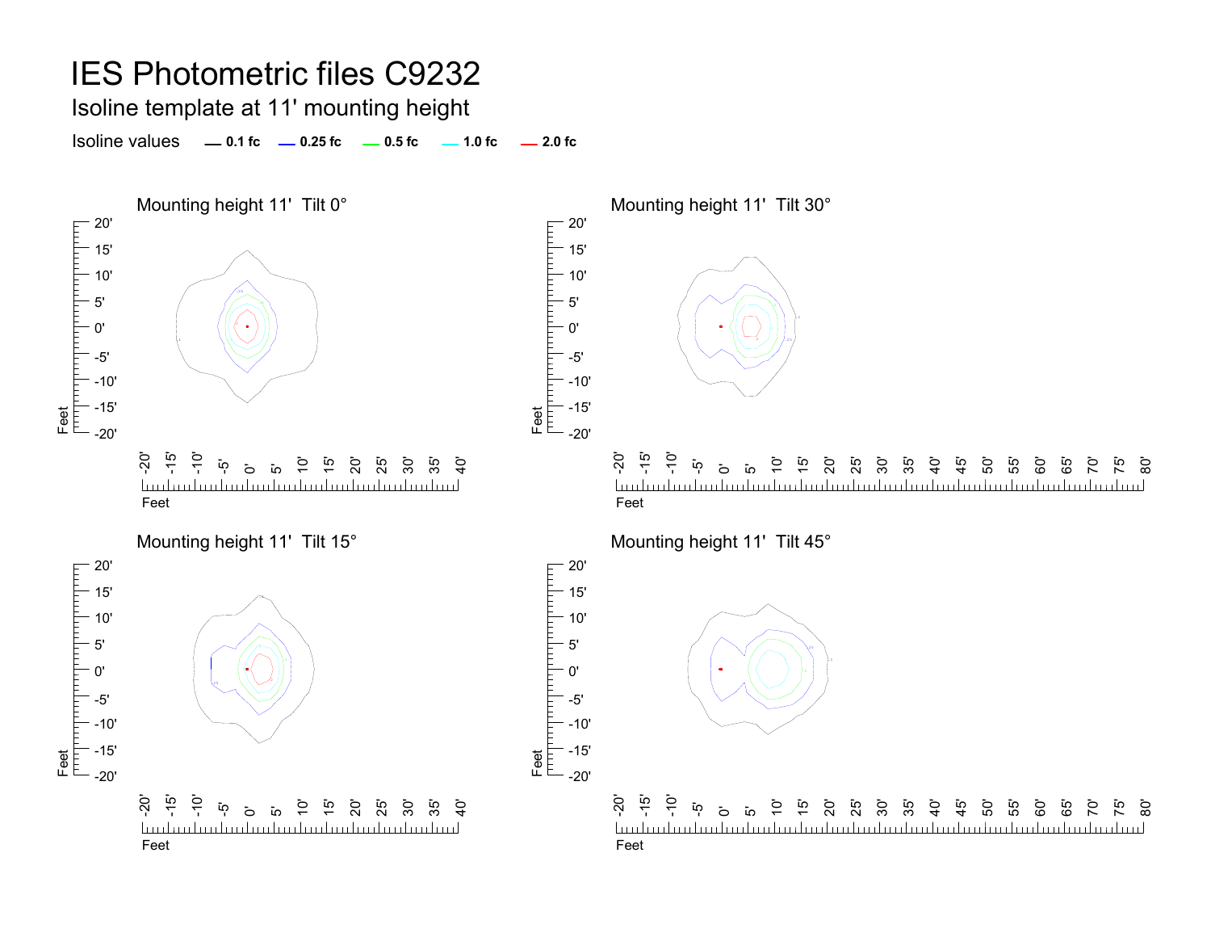# IES Photometric files C9232

## Isoline template at 11' mounting height

Isoline values — 0.1 fc — 0.25 fc — 0.5 fc — 1.0 fc — 2.0 fc

### Mounting height 11' Tilt 0°

### Mounting height 11' Tilt 30°

### Mounting height 11' Tilt 15°

### Mounting height 11' Tilt 45°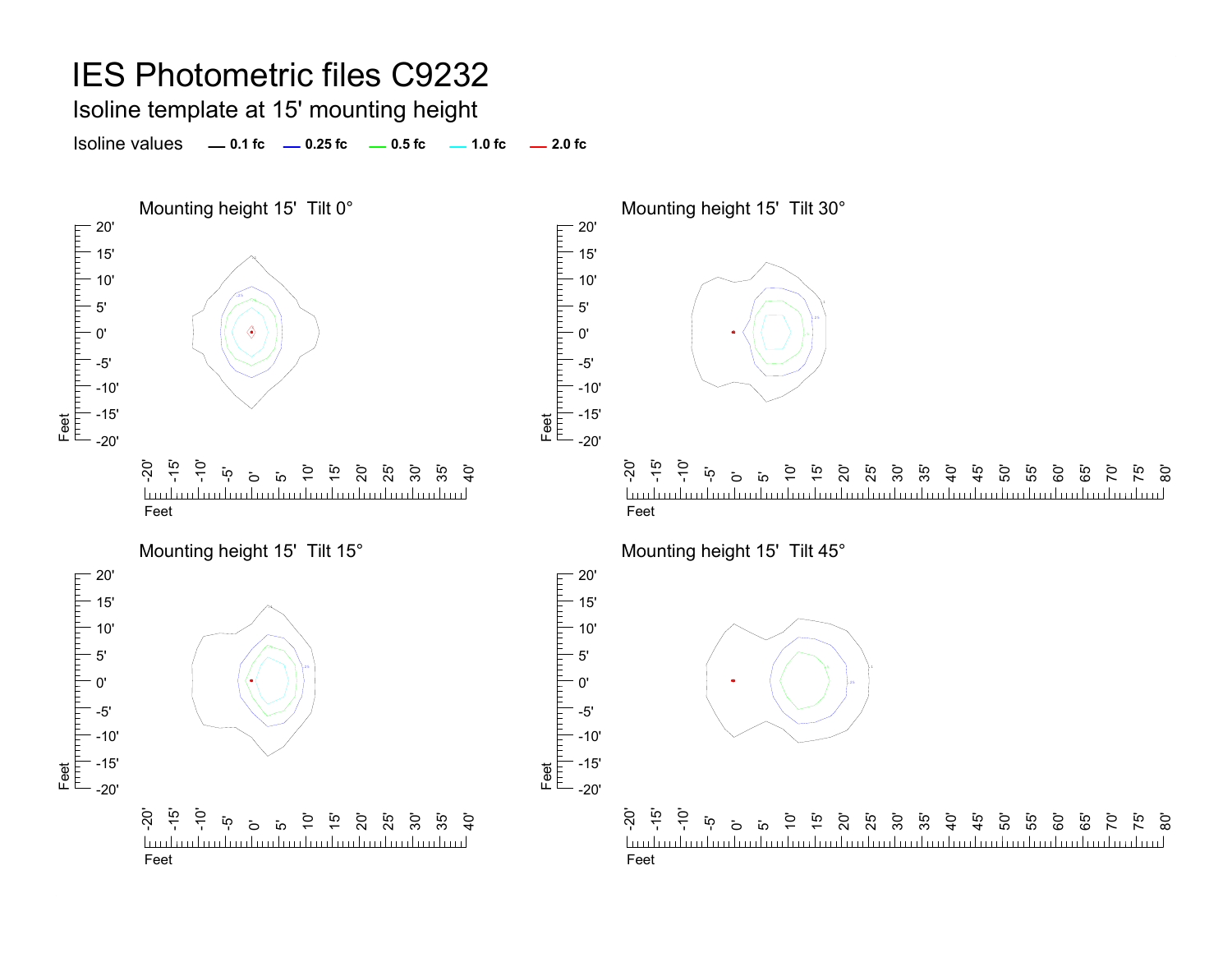# IES Photometric files C9232

## Isoline template at 15' mounting height

Isoline values — 0.1 fc — 0.25 fc — 0.5 fc — 1.0 fc — 2.0 fc

### Mounting height 15' Tilt 0°

### Mounting height 15' Tilt 30°

### Mounting height 15' Tilt 15°

### Mounting height 15' Tilt 45°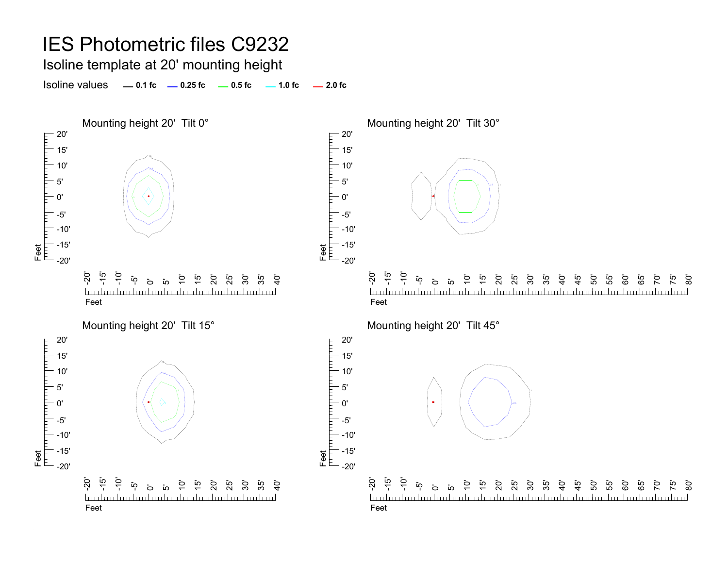# IES Photometric files C9232

## Isoline template at 20' mounting height

Isoline values — 0.1 fc — 0.25 fc — 0.5 fc — 1.0 fc — 2.0 fc

### Mounting height 20'  Tilt 0°

### Mounting height 20'  Tilt 30°

### Mounting height 20'  Tilt 15°

### Mounting height 20'  Tilt 45°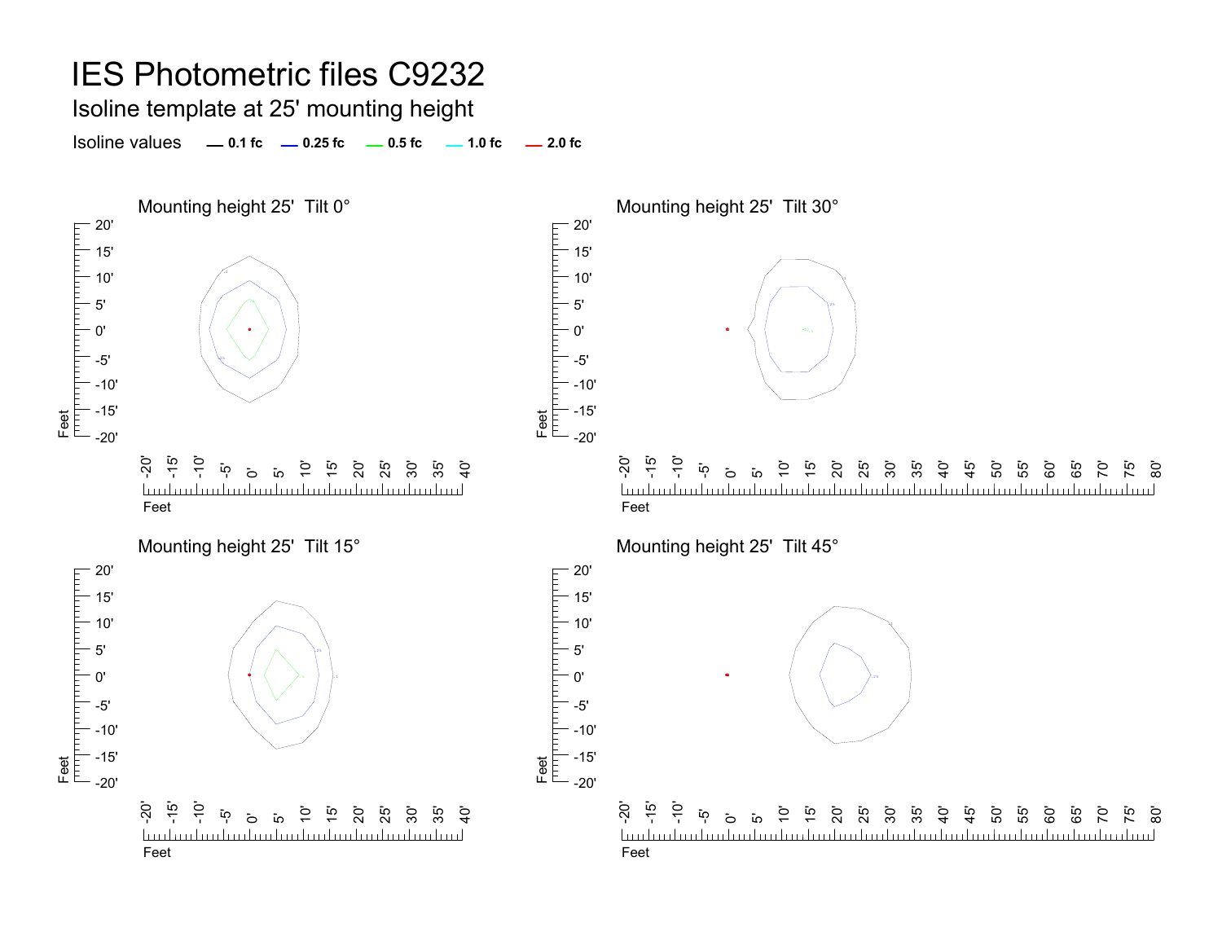# IES Photometric files C9232

## Isoline template at 25' mounting height

Isoline values — 0.1 fc — 0.25 fc — 0.5 fc — 1.0 fc — 2.0 fc

Mounting height 25' Tilt 0°

Mounting height 25' Tilt 30°

Mounting height 25' Tilt 15°

Mounting height 25' Tilt 45°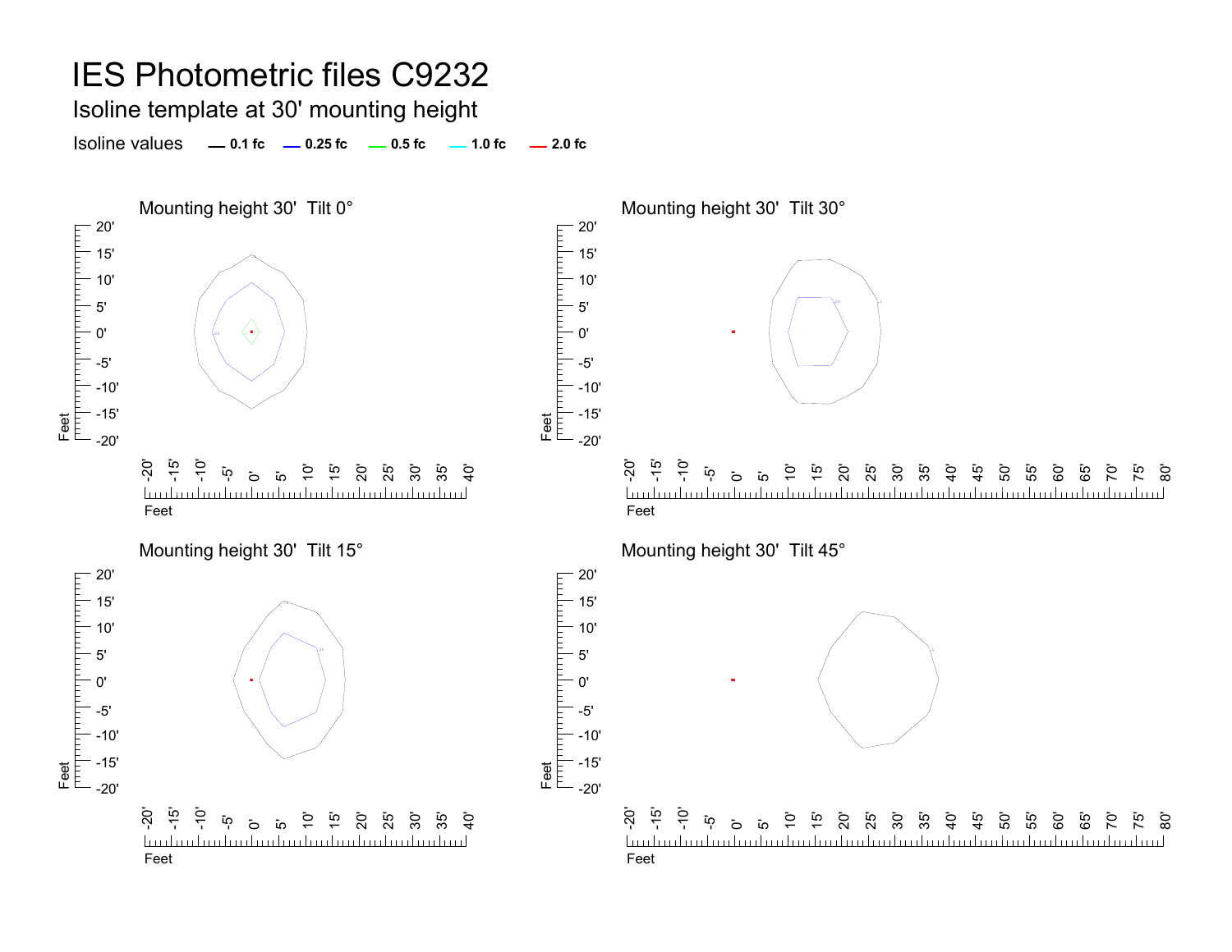# IES Photometric files C9232

## Isoline template at 30' mounting height

Isoline values — 0.1 fc — 0.25 fc — 0.5 fc — 1.0 fc — 2.0 fc

### Mounting height 30'  Tilt 0°

### Mounting height 30'  Tilt 30°

### Mounting height 30'  Tilt 15°

### Mounting height 30'  Tilt 45°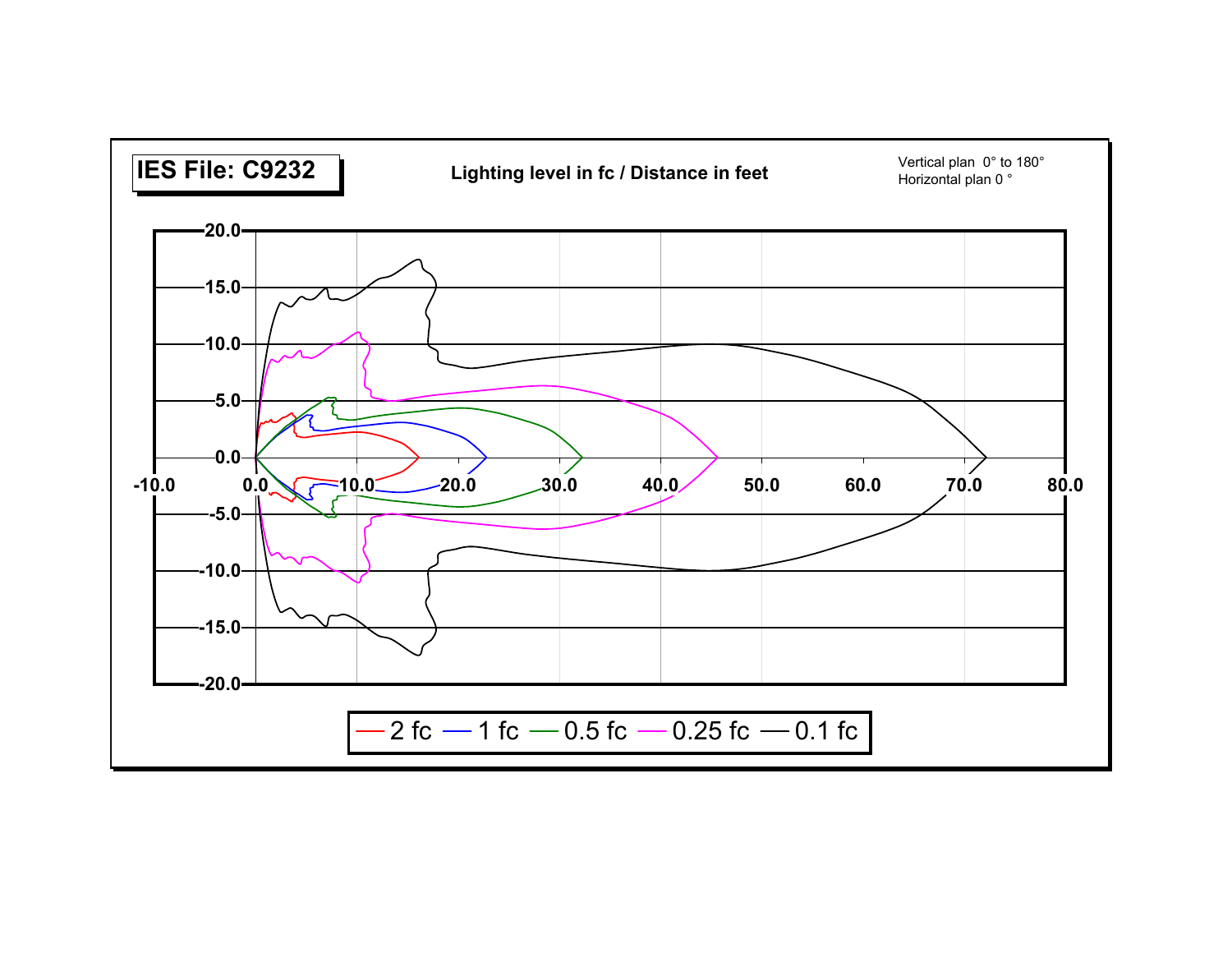IES File: C9232

Lighting level in fc / Distance in feet

Vertical plan 0° to 180°
Horizontal plan 0 °

20.0
15.0
10.0
5.0
0.0
-5.0
-10.0
-15.0
-20.0

-10.0
0.0
10.0
20.0
30.0
40.0
50.0
60.0
70.0
80.0

2 fc
1 fc
0.5 fc
0.25 fc
0.1 fc